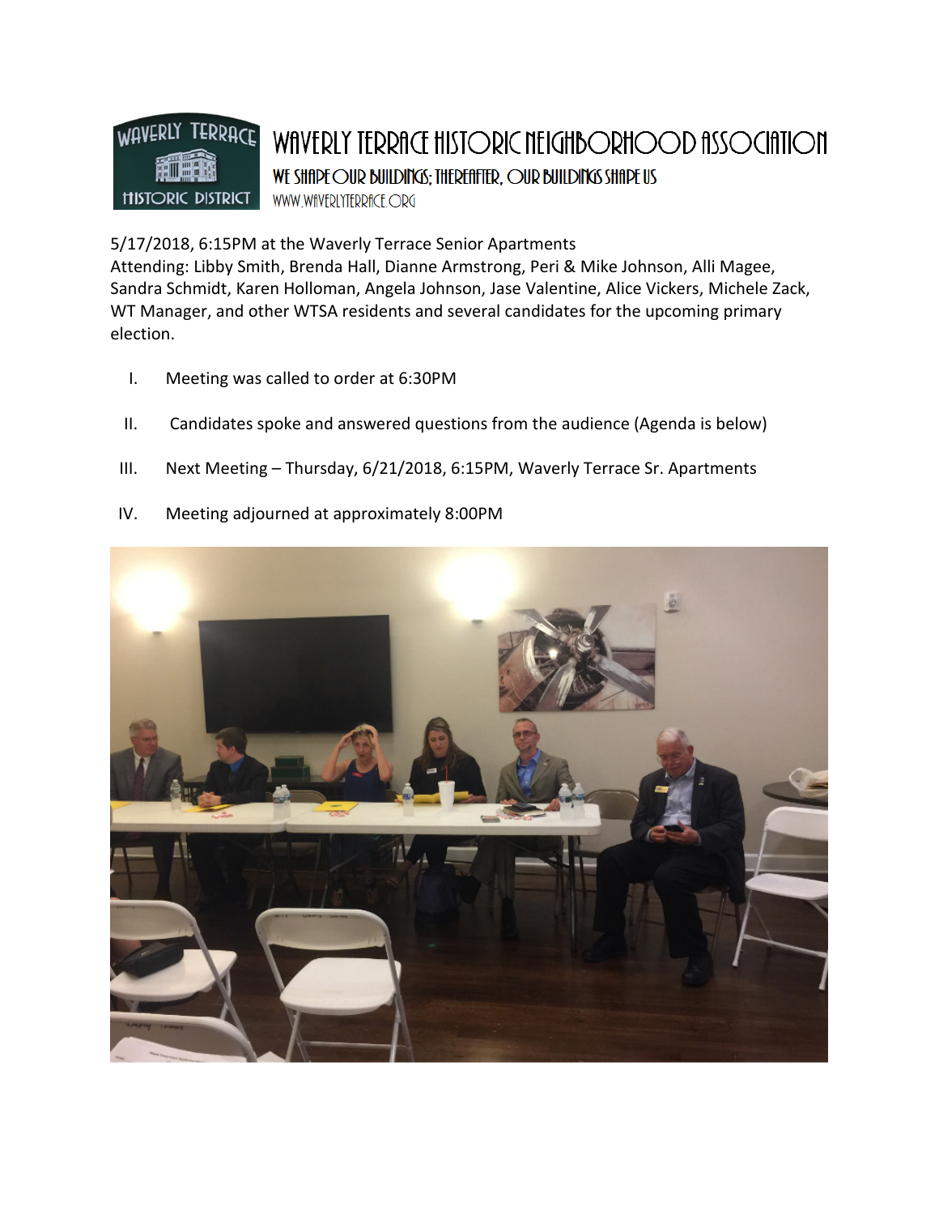# WAVERLY TERRACE HISTORIC NEIGHBORHOOD ASSOCIATION

**WE SHAPE OUR BUILDINGS; THEREAFTER, OUR BUILDINGS SHAPE US**

WWW.WAVERLYTERRACE.ORG

5/17/2018, 6:15PM at the Waverly Terrace Senior Apartments
Attending: Libby Smith, Brenda Hall, Dianne Armstrong, Peri & Mike Johnson, Alli Magee, Sandra Schmidt, Karen Holloman, Angela Johnson, Jase Valentine, Alice Vickers, Michele Zack, WT Manager, and other WTSA residents and several candidates for the upcoming primary election.

I. Meeting was called to order at 6:30PM

II. Candidates spoke and answered questions from the audience (Agenda is below)

III. Next Meeting – Thursday, 6/21/2018, 6:15PM, Waverly Terrace Sr. Apartments

IV. Meeting adjourned at approximately 8:00PM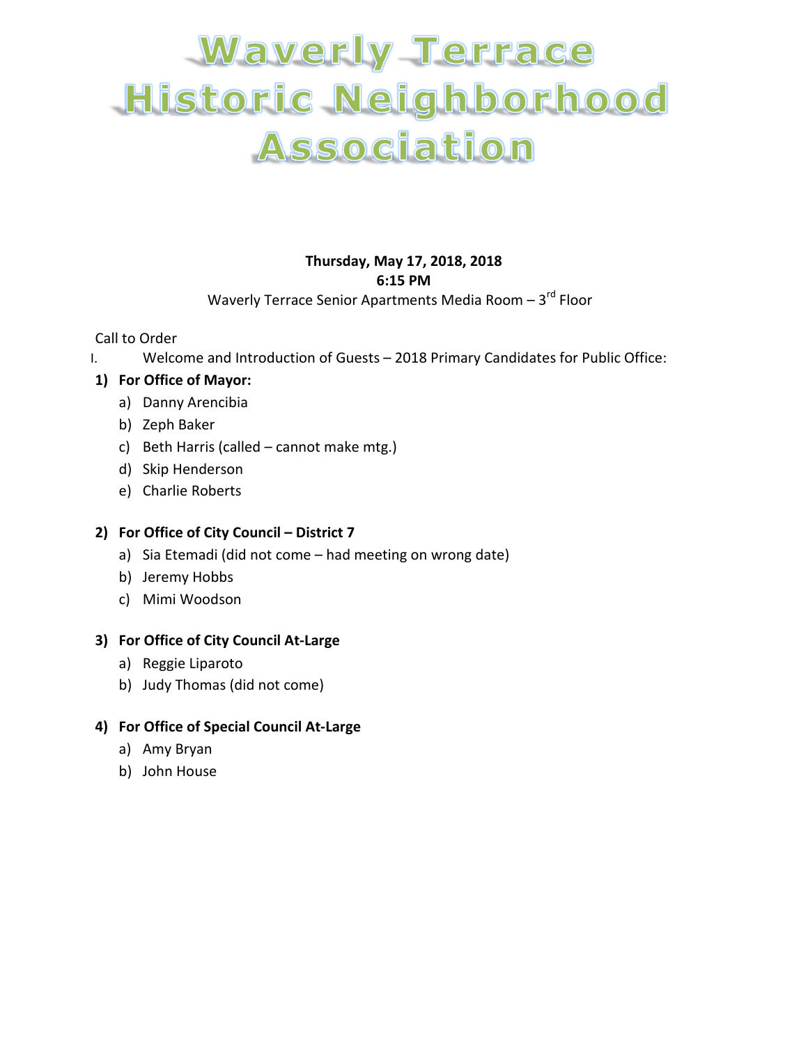# Waverly Terrace Historic Neighborhood Association

**Thursday, May 17, 2018, 2018**
**6:15 PM**
Waverly Terrace Senior Apartments Media Room – 3rd Floor

Call to Order

I. Welcome and Introduction of Guests – 2018 Primary Candidates for Public Office:

**1) For Office of Mayor:**

a) Danny Arencibia
b) Zeph Baker
c) Beth Harris (called – cannot make mtg.)
d) Skip Henderson
e) Charlie Roberts

**2) For Office of City Council – District 7**

a) Sia Etemadi (did not come – had meeting on wrong date)
b) Jeremy Hobbs
c) Mimi Woodson

**3) For Office of City Council At-Large**

a) Reggie Liparoto
b) Judy Thomas (did not come)

**4) For Office of Special Council At-Large**

a) Amy Bryan
b) John House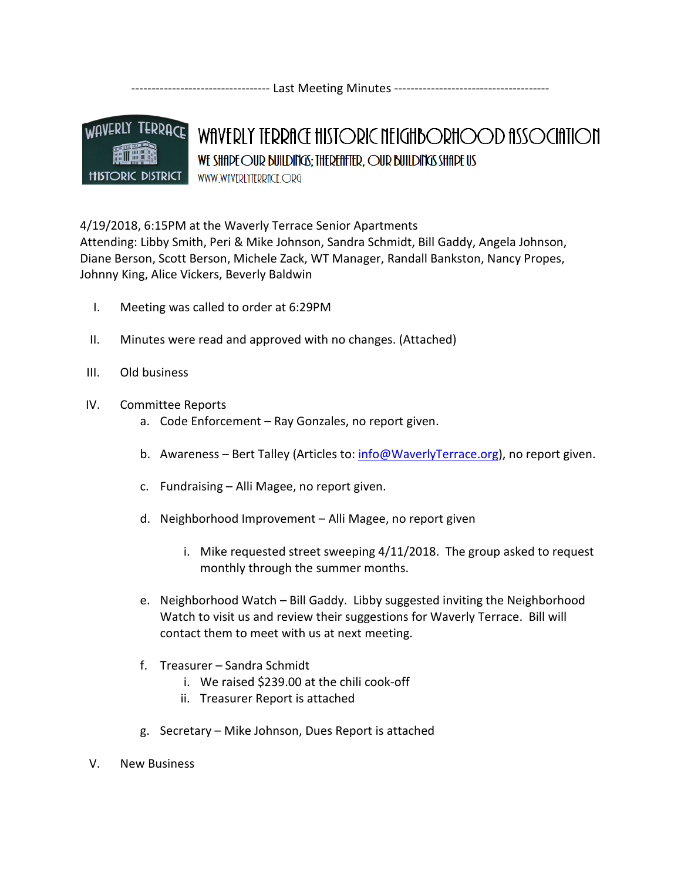---------------------------------- Last Meeting Minutes --------------------------------------

WAVERLY TERRACE HISTORIC DISTRICT

# WAVERLY TERRACE HISTORIC NEIGHBORHOOD ASSOCIATION

## WE SHAPE OUR BUILDINGS; THEREAFTER, OUR BUILDINGS SHAPE US

WWW.WAVERLYTERRACE.ORG

4/19/2018, 6:15PM at the Waverly Terrace Senior Apartments
Attending: Libby Smith, Peri & Mike Johnson, Sandra Schmidt, Bill Gaddy, Angela Johnson, Diane Berson, Scott Berson, Michele Zack, WT Manager, Randall Bankston, Nancy Propes, Johnny King, Alice Vickers, Beverly Baldwin

I. Meeting was called to order at 6:29PM

II. Minutes were read and approved with no changes. (Attached)

III. Old business

IV. Committee Reports
   a. Code Enforcement – Ray Gonzales, no report given.

   b. Awareness – Bert Talley (Articles to: info@WaverlyTerrace.org), no report given.

   c. Fundraising – Alli Magee, no report given.

   d. Neighborhood Improvement – Alli Magee, no report given

      i. Mike requested street sweeping 4/11/2018. The group asked to request monthly through the summer months.

   e. Neighborhood Watch – Bill Gaddy. Libby suggested inviting the Neighborhood Watch to visit us and review their suggestions for Waverly Terrace. Bill will contact them to meet with us at next meeting.

   f. Treasurer – Sandra Schmidt
      i. We raised $239.00 at the chili cook-off
      ii. Treasurer Report is attached

   g. Secretary – Mike Johnson, Dues Report is attached

V. New Business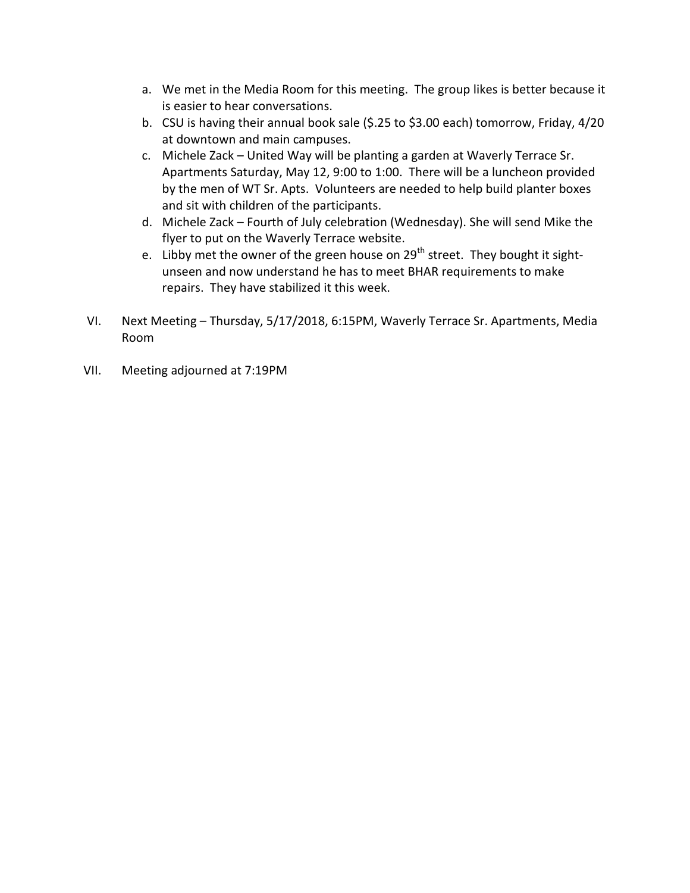a. We met in the Media Room for this meeting. The group likes is better because it is easier to hear conversations.
b. CSU is having their annual book sale ($.25 to $3.00 each) tomorrow, Friday, 4/20 at downtown and main campuses.
c. Michele Zack – United Way will be planting a garden at Waverly Terrace Sr. Apartments Saturday, May 12, 9:00 to 1:00. There will be a luncheon provided by the men of WT Sr. Apts. Volunteers are needed to help build planter boxes and sit with children of the participants.
d. Michele Zack – Fourth of July celebration (Wednesday). She will send Mike the flyer to put on the Waverly Terrace website.
e. Libby met the owner of the green house on 29th street. They bought it sight-unseen and now understand he has to meet BHAR requirements to make repairs. They have stabilized it this week.

VI. Next Meeting – Thursday, 5/17/2018, 6:15PM, Waverly Terrace Sr. Apartments, Media Room

VII. Meeting adjourned at 7:19PM